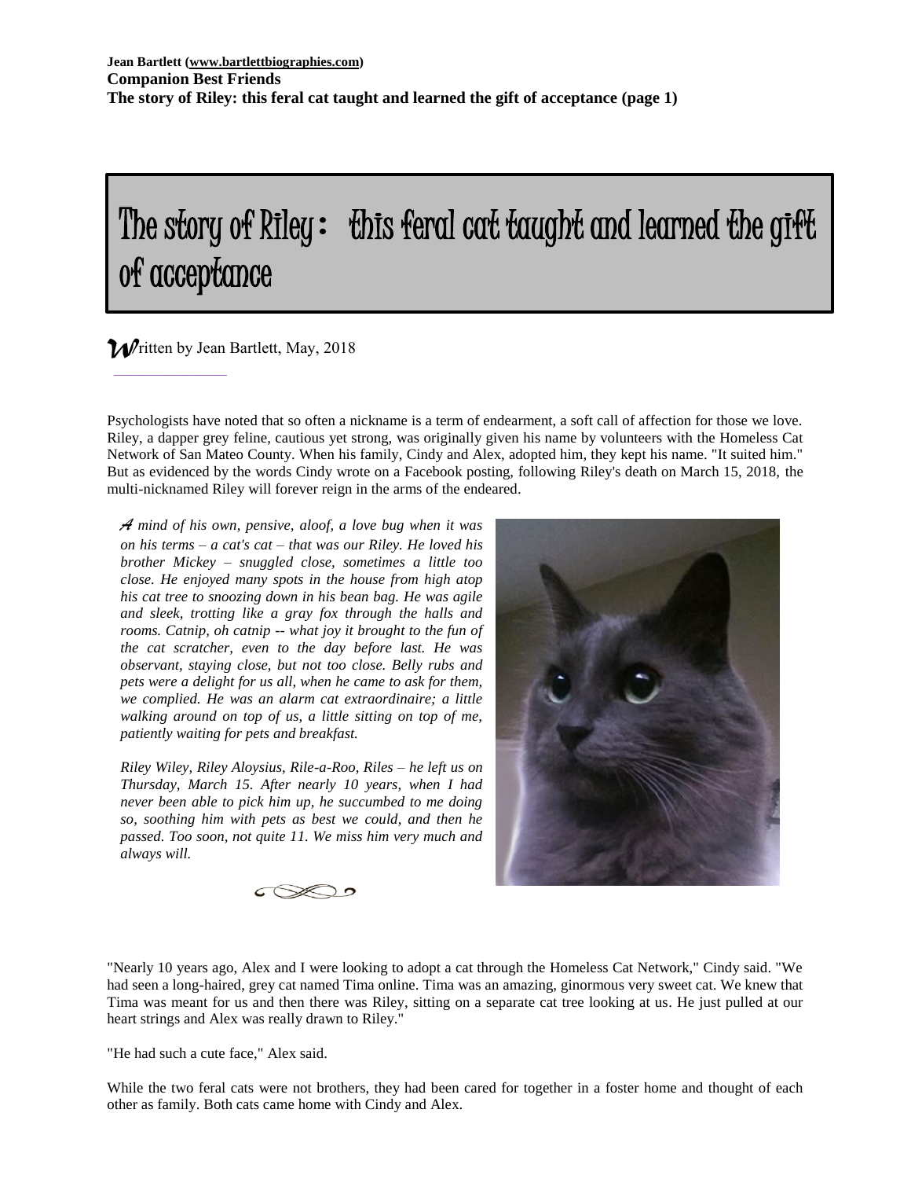# The story of Riley: this feral cat taught and learned the gift of acceptance

Written by Jean Bartlett, May, 2018

Psychologists have noted that so often a nickname is a term of endearment, a soft call of affection for those we love. Riley, a dapper grey feline, cautious yet strong, was originally given his name by volunteers with the Homeless Cat Network of San Mateo County. When his family, Cindy and Alex, adopted him, they kept his name. "It suited him." But as evidenced by the words Cindy wrote on a Facebook posting, following Riley's death on March 15, 2018, the multi-nicknamed Riley will forever reign in the arms of the endeared.

*A mind of his own, pensive, aloof, a love bug when it was on his terms – a cat's cat – that was our Riley. He loved his brother Mickey – snuggled close, sometimes a little too close. He enjoyed many spots in the house from high atop his cat tree to snoozing down in his bean bag. He was agile and sleek, trotting like a gray fox through the halls and rooms. Catnip, oh catnip -- what joy it brought to the fun of the cat scratcher, even to the day before last. He was observant, staying close, but not too close. Belly rubs and pets were a delight for us all, when he came to ask for them, we complied. He was an alarm cat extraordinaire; a little walking around on top of us, a little sitting on top of me, patiently waiting for pets and breakfast.*

*Riley Wiley, Riley Aloysius, Rile-a-Roo, Riles – he left us on Thursday, March 15. After nearly 10 years, when I had never been able to pick him up, he succumbed to me doing so, soothing him with pets as best we could, and then he passed. Too soon, not quite 11. We miss him very much and always will.*

"Nearly 10 years ago, Alex and I were looking to adopt a cat through the Homeless Cat Network," Cindy said. "We had seen a long-haired, grey cat named Tima online. Tima was an amazing, ginormous very sweet cat. We knew that Tima was meant for us and then there was Riley, sitting on a separate cat tree looking at us. He just pulled at our heart strings and Alex was really drawn to Riley."

"He had such a cute face," Alex said.

While the two feral cats were not brothers, they had been cared for together in a foster home and thought of each other as family. Both cats came home with Cindy and Alex.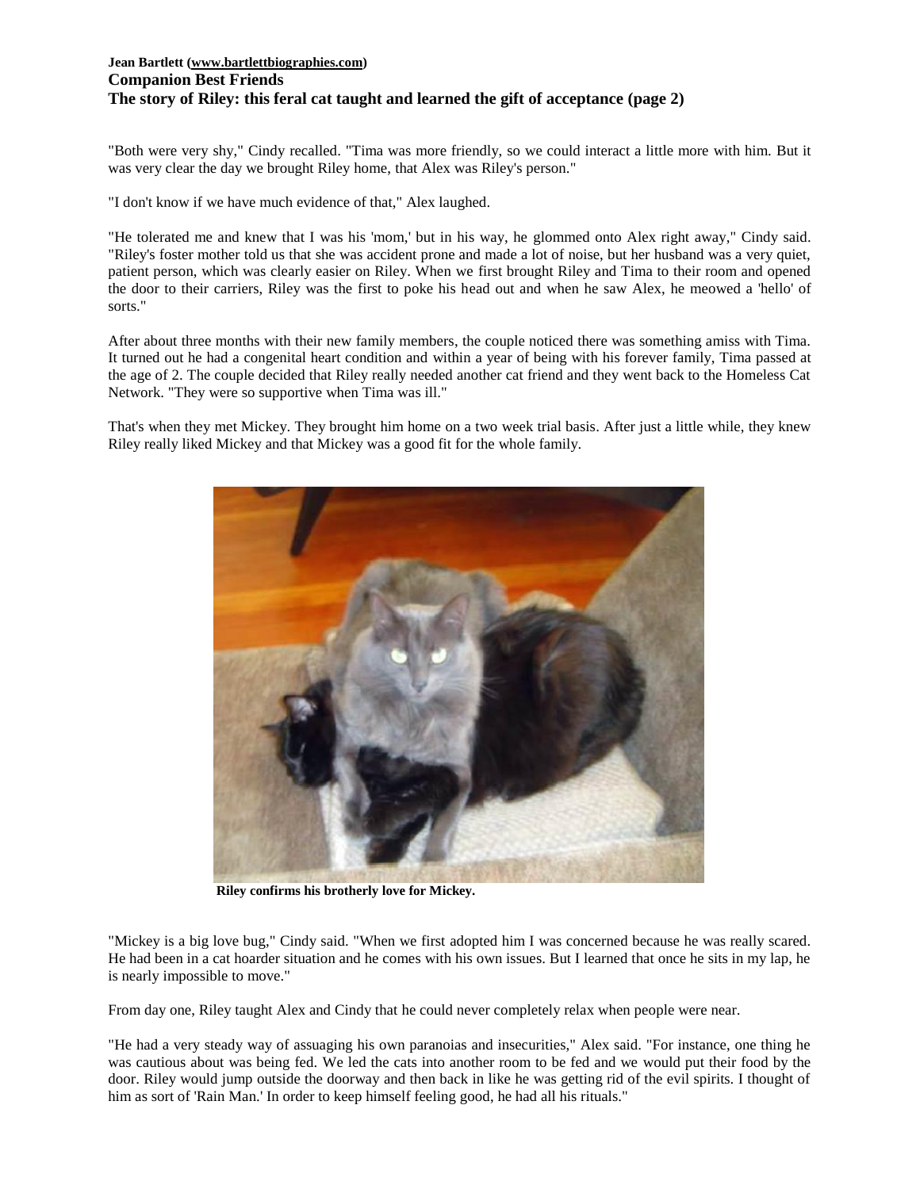"Both were very shy," Cindy recalled. "Tima was more friendly, so we could interact a little more with him. But it was very clear the day we brought Riley home, that Alex was Riley's person."

"I don't know if we have much evidence of that," Alex laughed.

"He tolerated me and knew that I was his 'mom,' but in his way, he glommed onto Alex right away," Cindy said. "Riley's foster mother told us that she was accident prone and made a lot of noise, but her husband was a very quiet, patient person, which was clearly easier on Riley. When we first brought Riley and Tima to their room and opened the door to their carriers, Riley was the first to poke his head out and when he saw Alex, he meowed a 'hello' of sorts."

After about three months with their new family members, the couple noticed there was something amiss with Tima. It turned out he had a congenital heart condition and within a year of being with his forever family, Tima passed at the age of 2. The couple decided that Riley really needed another cat friend and they went back to the Homeless Cat Network. "They were so supportive when Tima was ill."

That's when they met Mickey. They brought him home on a two week trial basis. After just a little while, they knew Riley really liked Mickey and that Mickey was a good fit for the whole family.

**Riley confirms his brotherly love for Mickey.**

"Mickey is a big love bug," Cindy said. "When we first adopted him I was concerned because he was really scared. He had been in a cat hoarder situation and he comes with his own issues. But I learned that once he sits in my lap, he is nearly impossible to move."

From day one, Riley taught Alex and Cindy that he could never completely relax when people were near.

"He had a very steady way of assuaging his own paranoias and insecurities," Alex said. "For instance, one thing he was cautious about was being fed. We led the cats into another room to be fed and we would put their food by the door. Riley would jump outside the doorway and then back in like he was getting rid of the evil spirits. I thought of him as sort of 'Rain Man.' In order to keep himself feeling good, he had all his rituals."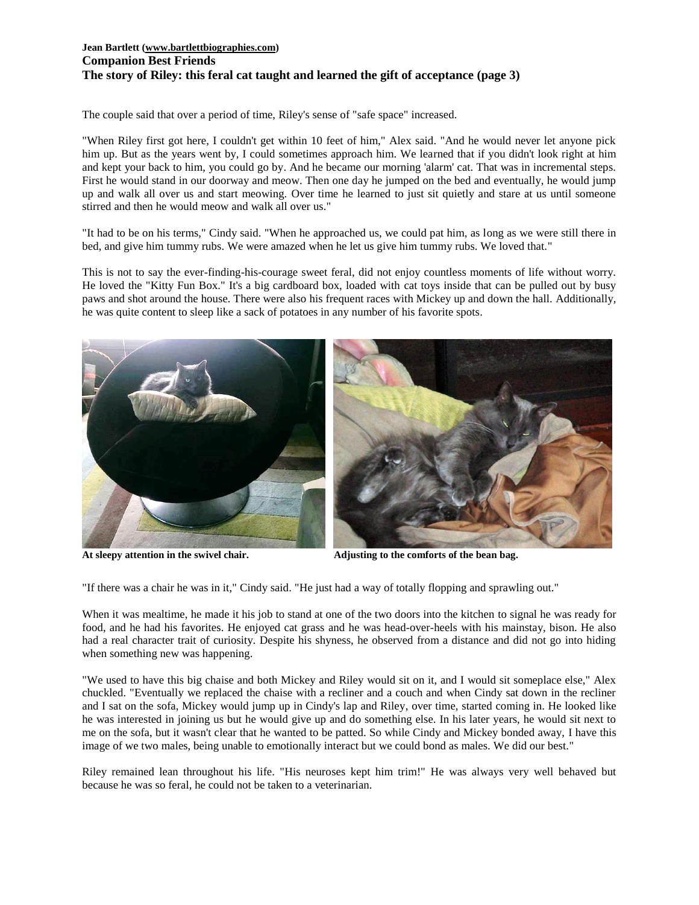**Jean Bartlett (www.bartlettbiographies.com)**

**Companion Best Friends**

**The story of Riley: this feral cat taught and learned the gift of acceptance (page 3)**

The couple said that over a period of time, Riley's sense of "safe space" increased.

"When Riley first got here, I couldn't get within 10 feet of him," Alex said. "And he would never let anyone pick him up. But as the years went by, I could sometimes approach him. We learned that if you didn't look right at him and kept your back to him, you could go by. And he became our morning 'alarm' cat. That was in incremental steps. First he would stand in our doorway and meow. Then one day he jumped on the bed and eventually, he would jump up and walk all over us and start meowing. Over time he learned to just sit quietly and stare at us until someone stirred and then he would meow and walk all over us."

"It had to be on his terms," Cindy said. "When he approached us, we could pat him, as long as we were still there in bed, and give him tummy rubs. We were amazed when he let us give him tummy rubs. We loved that."

This is not to say the ever-finding-his-courage sweet feral, did not enjoy countless moments of life without worry. He loved the "Kitty Fun Box." It's a big cardboard box, loaded with cat toys inside that can be pulled out by busy paws and shot around the house. There were also his frequent races with Mickey up and down the hall. Additionally, he was quite content to sleep like a sack of potatoes in any number of his favorite spots.

**At sleepy attention in the swivel chair.**

**Adjusting to the comforts of the bean bag.**

"If there was a chair he was in it," Cindy said. "He just had a way of totally flopping and sprawling out."

When it was mealtime, he made it his job to stand at one of the two doors into the kitchen to signal he was ready for food, and he had his favorites. He enjoyed cat grass and he was head-over-heels with his mainstay, bison. He also had a real character trait of curiosity. Despite his shyness, he observed from a distance and did not go into hiding when something new was happening.

"We used to have this big chaise and both Mickey and Riley would sit on it, and I would sit someplace else," Alex chuckled. "Eventually we replaced the chaise with a recliner and a couch and when Cindy sat down in the recliner and I sat on the sofa, Mickey would jump up in Cindy's lap and Riley, over time, started coming in. He looked like he was interested in joining us but he would give up and do something else. In his later years, he would sit next to me on the sofa, but it wasn't clear that he wanted to be patted. So while Cindy and Mickey bonded away, I have this image of we two males, being unable to emotionally interact but we could bond as males. We did our best."

Riley remained lean throughout his life. "His neuroses kept him trim!" He was always very well behaved but because he was so feral, he could not be taken to a veterinarian.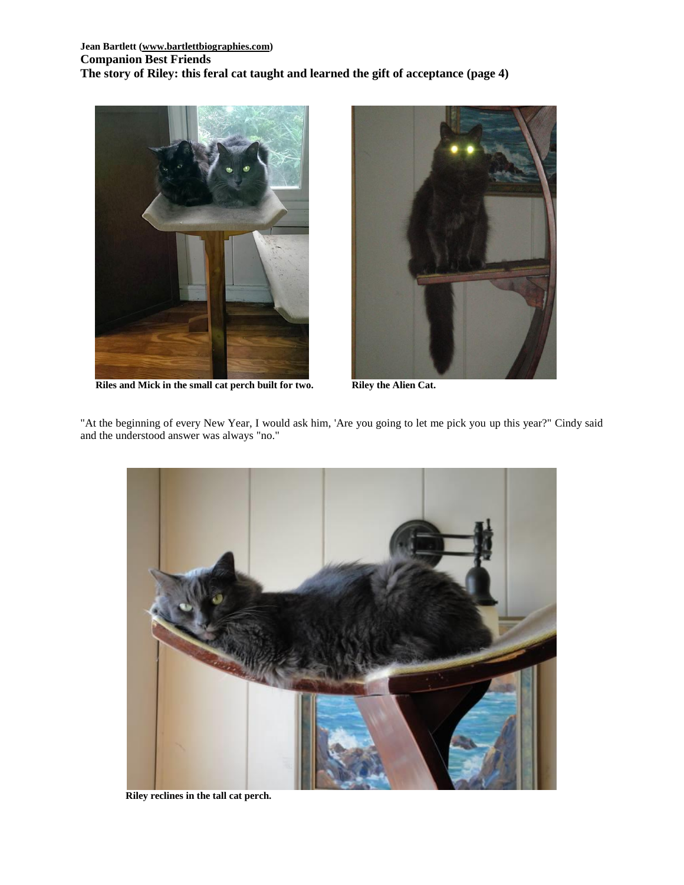Jean Bartlett (www.bartlettbiographies.com)
**Companion Best Friends**
**The story of Riley: this feral cat taught and learned the gift of acceptance (page 4)**

**Riles and Mick in the small cat perch built for two.**

**Riley the Alien Cat.**

"At the beginning of every New Year, I would ask him, 'Are you going to let me pick you up this year?" Cindy said and the understood answer was always "no."

**Riley reclines in the tall cat perch.**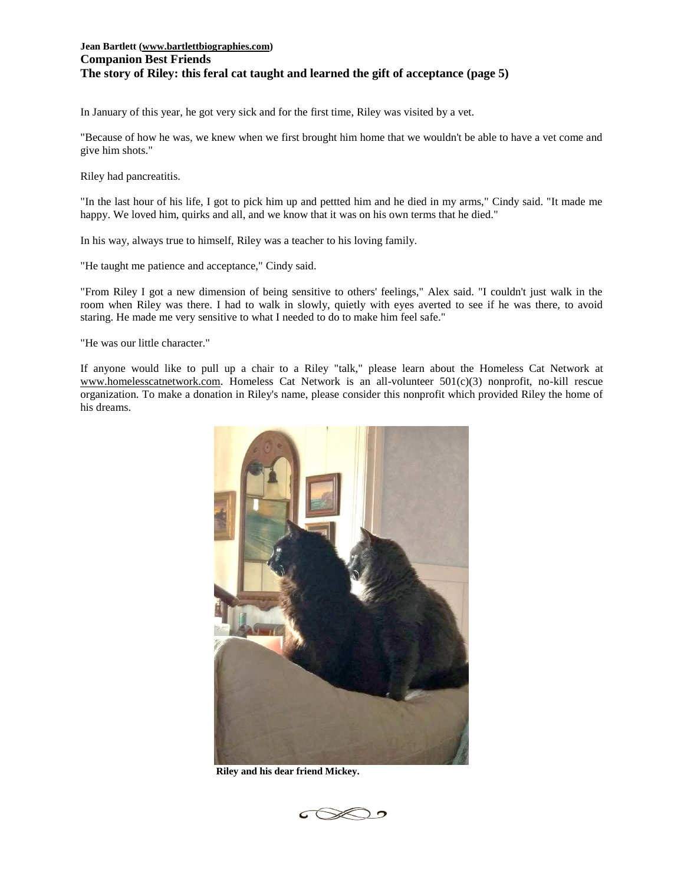In January of this year, he got very sick and for the first time, Riley was visited by a vet.

"Because of how he was, we knew when we first brought him home that we wouldn't be able to have a vet come and give him shots."

Riley had pancreatitis.

"In the last hour of his life, I got to pick him up and pettted him and he died in my arms," Cindy said. "It made me happy. We loved him, quirks and all, and we know that it was on his own terms that he died."

In his way, always true to himself, Riley was a teacher to his loving family.

"He taught me patience and acceptance," Cindy said.

"From Riley I got a new dimension of being sensitive to others' feelings," Alex said. "I couldn't just walk in the room when Riley was there. I had to walk in slowly, quietly with eyes averted to see if he was there, to avoid staring. He made me very sensitive to what I needed to do to make him feel safe."

"He was our little character."

If anyone would like to pull up a chair to a Riley "talk," please learn about the Homeless Cat Network at www.homelesscatnetwork.com. Homeless Cat Network is an all-volunteer 501(c)(3) nonprofit, no-kill rescue organization. To make a donation in Riley's name, please consider this nonprofit which provided Riley the home of his dreams.

**Riley and his dear friend Mickey.**